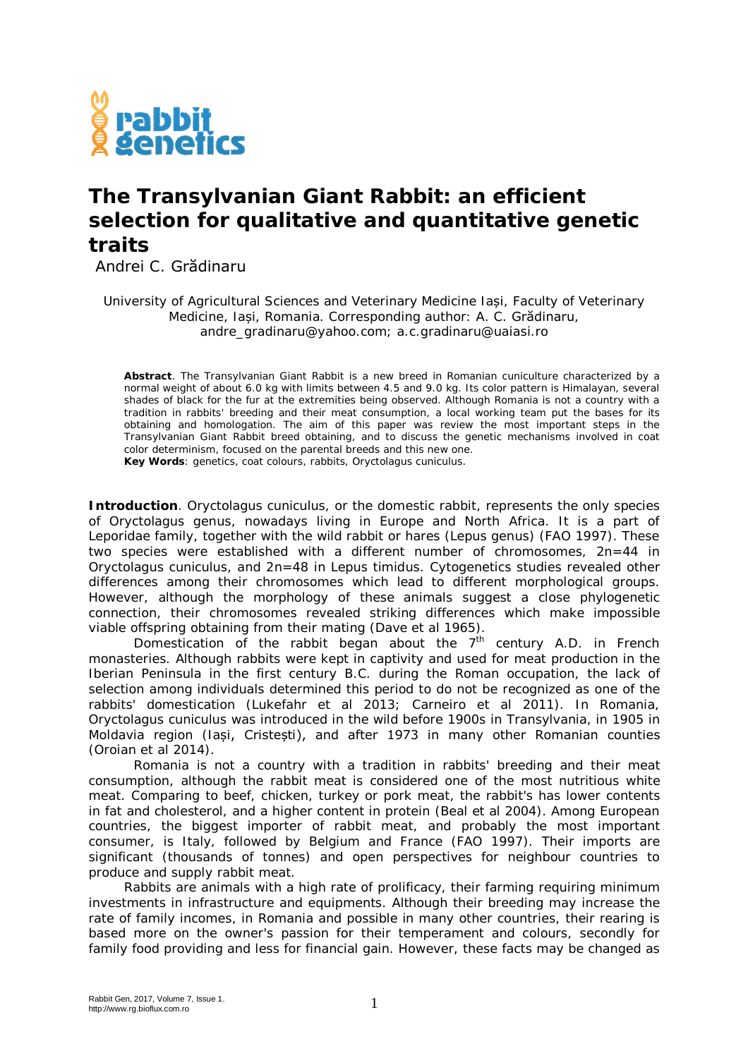# The Transylvanian Giant Rabbit: an efficient selection for qualitative and quantitative genetic traits

Andrei C. Grădinaru

University of Agricultural Sciences and Veterinary Medicine Iași, Faculty of Veterinary Medicine, Iași, Romania. Corresponding author: A. C. Grădinaru, andre_gradinaru@yahoo.com; a.c.gradinaru@uaiasi.ro

**Abstract**. The Transylvanian Giant Rabbit is a new breed in Romanian cuniculture characterized by a normal weight of about 6.0 kg with limits between 4.5 and 9.0 kg. Its color pattern is Himalayan, several shades of black for the fur at the extremities being observed. Although Romania is not a country with a tradition in rabbits' breeding and their meat consumption, a local working team put the bases for its obtaining and homologation. The aim of this paper was review the most important steps in the Transylvanian Giant Rabbit breed obtaining, and to discuss the genetic mechanisms involved in coat color determinism, focused on the parental breeds and this new one.

**Key Words**: genetics, coat colours, rabbits, Oryctolagus cuniculus.

**Introduction**. Oryctolagus cuniculus, or the domestic rabbit, represents the only species of Oryctolagus genus, nowadays living in Europe and North Africa. It is a part of Leporidae family, together with the wild rabbit or hares (Lepus genus) (FAO 1997). These two species were established with a different number of chromosomes, 2n=44 in Oryctolagus cuniculus, and 2n=48 in Lepus timidus. Cytogenetics studies revealed other differences among their chromosomes which lead to different morphological groups. However, although the morphology of these animals suggest a close phylogenetic connection, their chromosomes revealed striking differences which make impossible viable offspring obtaining from their mating (Dave et al 1965).

Domestication of the rabbit began about the 7th century A.D. in French monasteries. Although rabbits were kept in captivity and used for meat production in the Iberian Peninsula in the first century B.C. during the Roman occupation, the lack of selection among individuals determined this period to do not be recognized as one of the rabbits' domestication (Lukefahr et al 2013; Carneiro et al 2011). In Romania, Oryctolagus cuniculus was introduced in the wild before 1900s in Transylvania, in 1905 in Moldavia region (Iași, Cristești), and after 1973 in many other Romanian counties (Oroian et al 2014).

Romania is not a country with a tradition in rabbits' breeding and their meat consumption, although the rabbit meat is considered one of the most nutritious white meat. Comparing to beef, chicken, turkey or pork meat, the rabbit's has lower contents in fat and cholesterol, and a higher content in protein (Beal et al 2004). Among European countries, the biggest importer of rabbit meat, and probably the most important consumer, is Italy, followed by Belgium and France (FAO 1997). Their imports are significant (thousands of tonnes) and open perspectives for neighbour countries to produce and supply rabbit meat.

Rabbits are animals with a high rate of prolificacy, their farming requiring minimum investments in infrastructure and equipments. Although their breeding may increase the rate of family incomes, in Romania and possible in many other countries, their rearing is based more on the owner's passion for their temperament and colours, secondly for family food providing and less for financial gain. However, these facts may be changed as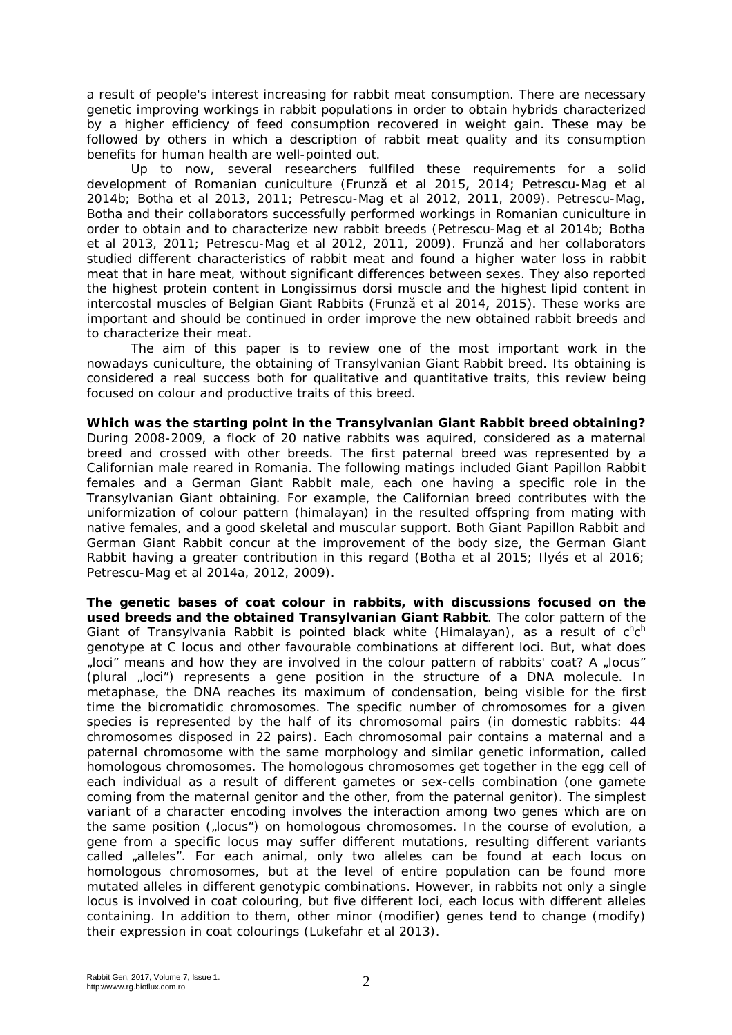a result of people's interest increasing for rabbit meat consumption. There are necessary genetic improving workings in rabbit populations in order to obtain hybrids characterized by a higher efficiency of feed consumption recovered in weight gain. These may be followed by others in which a description of rabbit meat quality and its consumption benefits for human health are well-pointed out.

Up to now, several researchers fullfiled these requirements for a solid development of Romanian cuniculture (Frunză et al 2015, 2014; Petrescu-Mag et al 2014b; Botha et al 2013, 2011; Petrescu-Mag et al 2012, 2011, 2009). Petrescu-Mag, Botha and their collaborators successfully performed workings in Romanian cuniculture in order to obtain and to characterize new rabbit breeds (Petrescu-Mag et al 2014b; Botha et al 2013, 2011; Petrescu-Mag et al 2012, 2011, 2009). Frunză and her collaborators studied different characteristics of rabbit meat and found a higher water loss in rabbit meat that in hare meat, without significant differences between sexes. They also reported the highest protein content in Longissimus dorsi muscle and the highest lipid content in intercostal muscles of Belgian Giant Rabbits (Frunză et al 2014, 2015). These works are important and should be continued in order improve the new obtained rabbit breeds and to characterize their meat.

The aim of this paper is to review one of the most important work in the nowadays cuniculture, the obtaining of Transylvanian Giant Rabbit breed. Its obtaining is considered a real success both for qualitative and quantitative traits, this review being focused on colour and productive traits of this breed.

**Which was the starting point in the Transylvanian Giant Rabbit breed obtaining?** During 2008-2009, a flock of 20 native rabbits was aquired, considered as a maternal breed and crossed with other breeds. The first paternal breed was represented by a Californian male reared in Romania. The following matings included Giant Papillon Rabbit females and a German Giant Rabbit male, each one having a specific role in the Transylvanian Giant obtaining. For example, the Californian breed contributes with the uniformization of colour pattern (himalayan) in the resulted offspring from mating with native females, and a good skeletal and muscular support. Both Giant Papillon Rabbit and German Giant Rabbit concur at the improvement of the body size, the German Giant Rabbit having a greater contribution in this regard (Botha et al 2015; Ilyés et al 2016; Petrescu-Mag et al 2014a, 2012, 2009).

**The genetic bases of coat colour in rabbits, with discussions focused on the used breeds and the obtained Transylvanian Giant Rabbit**. The color pattern of the Giant of Transylvania Rabbit is pointed black white (Himalayan), as a result of $c^hc^h$ genotype at C locus and other favourable combinations at different loci. But, what does „loci" means and how they are involved in the colour pattern of rabbits' coat? A „locus" (plural „loci") represents a gene position in the structure of a DNA molecule. In metaphase, the DNA reaches its maximum of condensation, being visible for the first time the bicromatidic chromosomes. The specific number of chromosomes for a given species is represented by the half of its chromosomal pairs (in domestic rabbits: 44 chromosomes disposed in 22 pairs). Each chromosomal pair contains a maternal and a paternal chromosome with the same morphology and similar genetic information, called homologous chromosomes. The homologous chromosomes get together in the egg cell of each individual as a result of different gametes or sex-cells combination (one gamete coming from the maternal genitor and the other, from the paternal genitor). The simplest variant of a character encoding involves the interaction among two genes which are on the same position („locus") on homologous chromosomes. In the course of evolution, a gene from a specific locus may suffer different mutations, resulting different variants called „alleles". For each animal, only two alleles can be found at each locus on homologous chromosomes, but at the level of entire population can be found more mutated alleles in different genotypic combinations. However, in rabbits not only a single locus is involved in coat colouring, but five different loci, each locus with different alleles containing. In addition to them, other minor (modifier) genes tend to change (modify) their expression in coat colourings (Lukefahr et al 2013).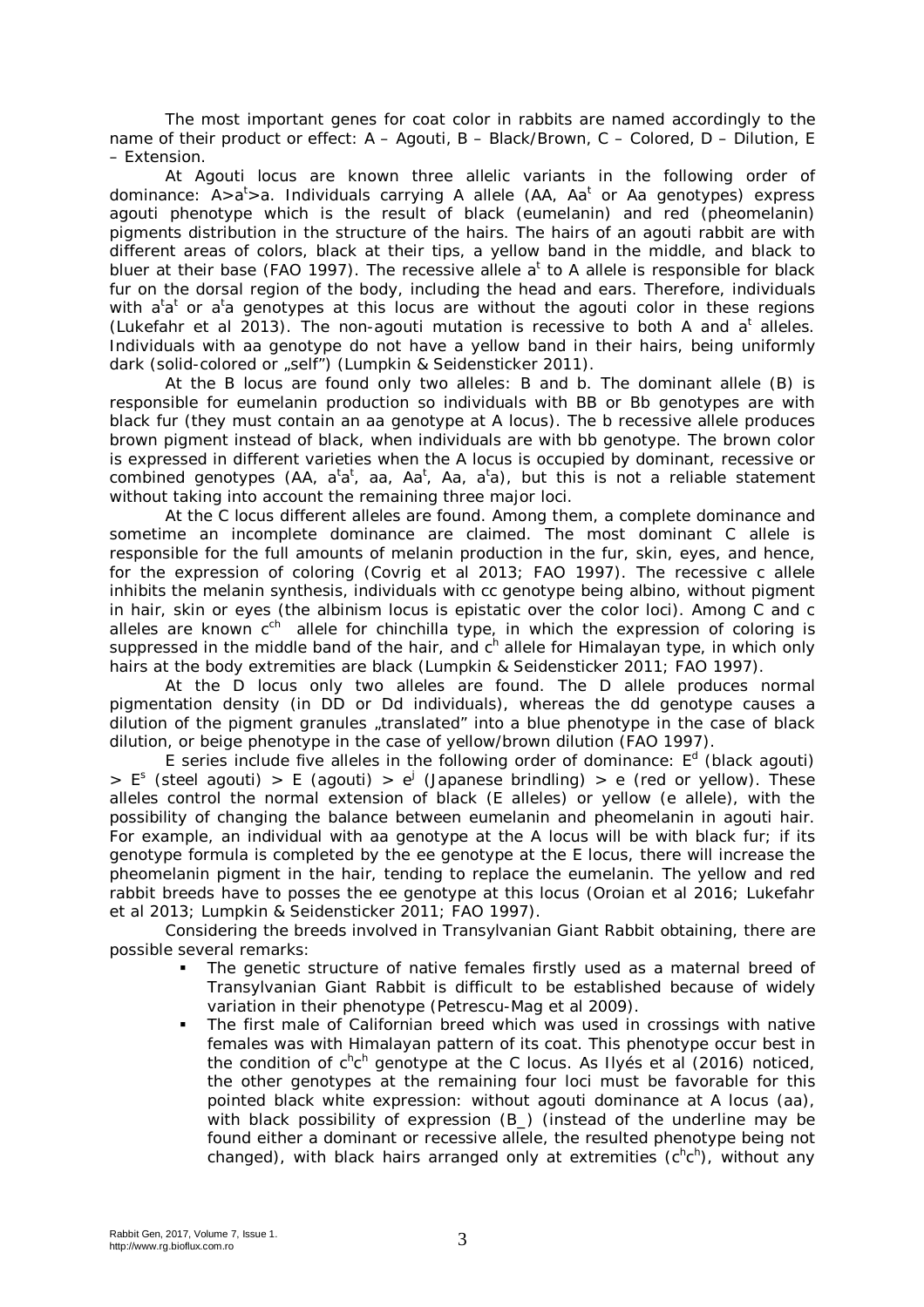The most important genes for coat color in rabbits are named accordingly to the name of their product or effect: A – Agouti, B – Black/Brown, C – Colored, D – Dilution, E – Extension.

At Agouti locus are known three allelic variants in the following order of dominance: $A>a^t>a$. Individuals carrying A allele (AA, $Aa^t$ or Aa genotypes) express agouti phenotype which is the result of black (eumelanin) and red (pheomelanin) pigments distribution in the structure of the hairs. The hairs of an agouti rabbit are with different areas of colors, black at their tips, a yellow band in the middle, and black to bluer at their base (FAO 1997). The recessive allele $a^t$ to A allele is responsible for black fur on the dorsal region of the body, including the head and ears. Therefore, individuals with $a^ta^t$ or $a^ta$ genotypes at this locus are without the agouti color in these regions (Lukefahr et al 2013). The non-agouti mutation is recessive to both A and $a^t$ alleles. Individuals with aa genotype do not have a yellow band in their hairs, being uniformly dark (solid-colored or „self") (Lumpkin & Seidensticker 2011).

At the B locus are found only two alleles: B and b. The dominant allele (B) is responsible for eumelanin production so individuals with BB or Bb genotypes are with black fur (they must contain an aa genotype at A locus). The b recessive allele produces brown pigment instead of black, when individuals are with bb genotype. The brown color is expressed in different varieties when the A locus is occupied by dominant, recessive or combined genotypes (AA, $a^ta^t$, aa, $Aa^t$, Aa, $a^ta$), but this is not a reliable statement without taking into account the remaining three major loci.

At the C locus different alleles are found. Among them, a complete dominance and sometime an incomplete dominance are claimed. The most dominant C allele is responsible for the full amounts of melanin production in the fur, skin, eyes, and hence, for the expression of coloring (Covrig et al 2013; FAO 1997). The recessive c allele inhibits the melanin synthesis, individuals with cc genotype being albino, without pigment in hair, skin or eyes (the albinism locus is epistatic over the color loci). Among C and c alleles are known $c^{ch}$ allele for chinchilla type, in which the expression of coloring is suppressed in the middle band of the hair, and $c^h$ allele for Himalayan type, in which only hairs at the body extremities are black (Lumpkin & Seidensticker 2011; FAO 1997).

At the D locus only two alleles are found. The D allele produces normal pigmentation density (in DD or Dd individuals), whereas the dd genotype causes a dilution of the pigment granules „translated" into a blue phenotype in the case of black dilution, or beige phenotype in the case of yellow/brown dilution (FAO 1997).

E series include five alleles in the following order of dominance: $E^d$ (black agouti) > $E^s$ (steel agouti) > E (agouti) > $e^j$ (Japanese brindling) > e (red or yellow). These alleles control the normal extension of black (E alleles) or yellow (e allele), with the possibility of changing the balance between eumelanin and pheomelanin in agouti hair. For example, an individual with aa genotype at the A locus will be with black fur; if its genotype formula is completed by the ee genotype at the E locus, there will increase the pheomelanin pigment in the hair, tending to replace the eumelanin. The yellow and red rabbit breeds have to posses the ee genotype at this locus (Oroian et al 2016; Lukefahr et al 2013; Lumpkin & Seidensticker 2011; FAO 1997).

Considering the breeds involved in Transylvanian Giant Rabbit obtaining, there are possible several remarks:

- The genetic structure of native females firstly used as a maternal breed of Transylvanian Giant Rabbit is difficult to be established because of widely variation in their phenotype (Petrescu-Mag et al 2009).
- The first male of Californian breed which was used in crossings with native females was with Himalayan pattern of its coat. This phenotype occur best in the condition of $c^hc^h$ genotype at the C locus. As Ilyés et al (2016) noticed, the other genotypes at the remaining four loci must be favorable for this pointed black white expression: without agouti dominance at A locus (aa), with black possibility of expression (B_) (instead of the underline may be found either a dominant or recessive allele, the resulted phenotype being not changed), with black hairs arranged only at extremities ($c^hc^h$), without any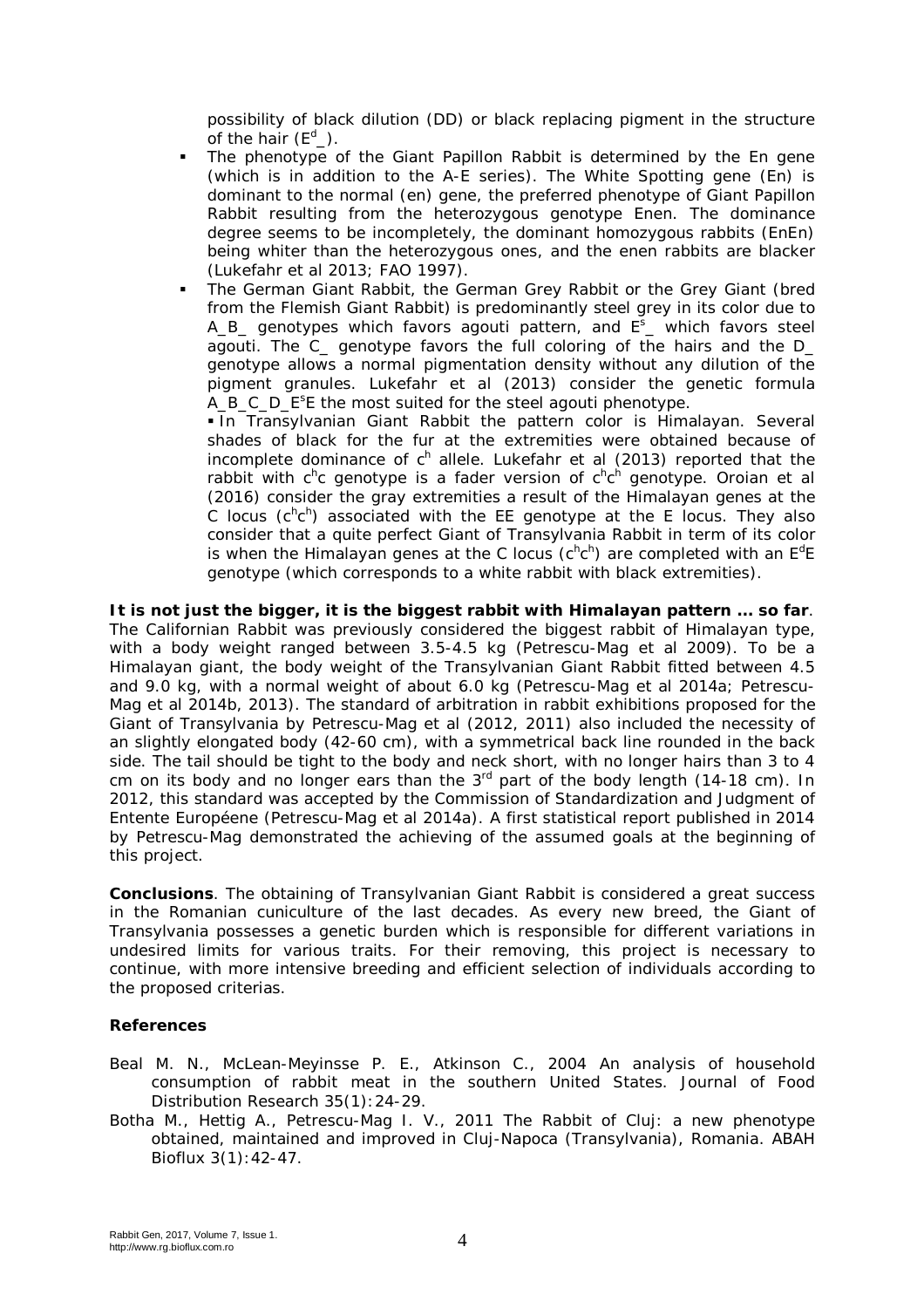possibility of black dilution (DD) or black replacing pigment in the structure of the hair ($E^d\_$).

- The phenotype of the Giant Papillon Rabbit is determined by the En gene (which is in addition to the A-E series). The White Spotting gene (En) is dominant to the normal (en) gene, the preferred phenotype of Giant Papillon Rabbit resulting from the heterozygous genotype Enen. The dominance degree seems to be incompletely, the dominant homozygous rabbits (EnEn) being whiter than the heterozygous ones, and the enen rabbits are blacker (Lukefahr et al 2013; FAO 1997).
- The German Giant Rabbit, the German Grey Rabbit or the Grey Giant (bred from the Flemish Giant Rabbit) is predominantly steel grey in its color due to A_B_ genotypes which favors agouti pattern, and $E^s\_$ which favors steel agouti. The C_ genotype favors the full coloring of the hairs and the D_ genotype allows a normal pigmentation density without any dilution of the pigment granules. Lukefahr et al (2013) consider the genetic formula A_B_C_D_$E^sE$ the most suited for the steel agouti phenotype.
- In Transylvanian Giant Rabbit the pattern color is Himalayan. Several shades of black for the fur at the extremities were obtained because of incomplete dominance of $c^h$ allele. Lukefahr et al (2013) reported that the rabbit with $c^hc$ genotype is a fader version of $c^hc^h$ genotype. Oroian et al (2016) consider the gray extremities a result of the Himalayan genes at the C locus ($c^hc^h$) associated with the EE genotype at the E locus. They also consider that a quite perfect Giant of Transylvania Rabbit in term of its color is when the Himalayan genes at the C locus ($c^hc^h$) are completed with an $E^dE$ genotype (which corresponds to a white rabbit with black extremities).

**It is not just the bigger, it is the biggest rabbit with Himalayan pattern … so far**. The Californian Rabbit was previously considered the biggest rabbit of Himalayan type, with a body weight ranged between 3.5-4.5 kg (Petrescu-Mag et al 2009). To be a Himalayan giant, the body weight of the Transylvanian Giant Rabbit fitted between 4.5 and 9.0 kg, with a normal weight of about 6.0 kg (Petrescu-Mag et al 2014a; Petrescu-Mag et al 2014b, 2013). The standard of arbitration in rabbit exhibitions proposed for the Giant of Transylvania by Petrescu-Mag et al (2012, 2011) also included the necessity of an slightly elongated body (42-60 cm), with a symmetrical back line rounded in the back side. The tail should be tight to the body and neck short, with no longer hairs than 3 to 4 cm on its body and no longer ears than the 3rd part of the body length (14-18 cm). In 2012, this standard was accepted by the Commission of Standardization and Judgment of Entente Europééne (Petrescu-Mag et al 2014a). A first statistical report published in 2014 by Petrescu-Mag demonstrated the achieving of the assumed goals at the beginning of this project.

**Conclusions**. The obtaining of Transylvanian Giant Rabbit is considered a great success in the Romanian cuniculture of the last decades. As every new breed, the Giant of Transylvania possesses a genetic burden which is responsible for different variations in undesired limits for various traits. For their removing, this project is necessary to continue, with more intensive breeding and efficient selection of individuals according to the proposed criterias.

**References**

Beal M. N., McLean-Meyinsse P. E., Atkinson C., 2004 An analysis of household consumption of rabbit meat in the southern United States. Journal of Food Distribution Research 35(1):24-29.

Botha M., Hettig A., Petrescu-Mag I. V., 2011 The Rabbit of Cluj: a new phenotype obtained, maintained and improved in Cluj-Napoca (Transylvania), Romania. ABAH Bioflux 3(1):42-47.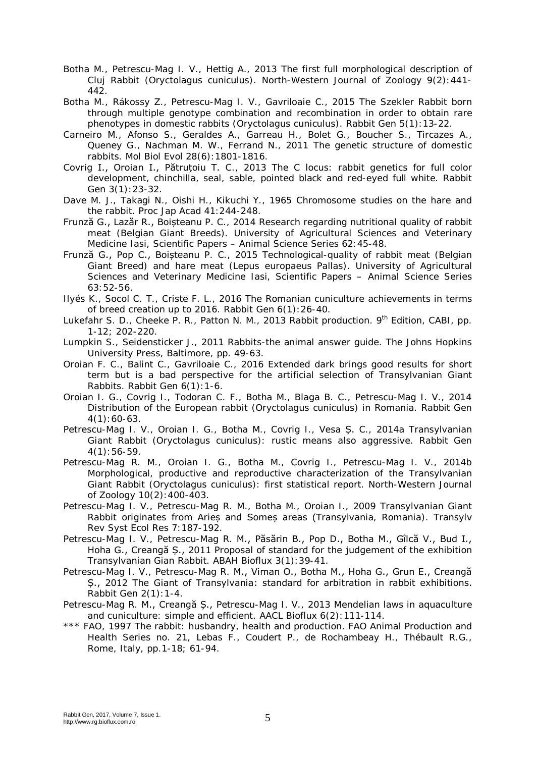Botha M., Petrescu-Mag I. V., Hettig A., 2013 The first full morphological description of Cluj Rabbit (*Oryctolagus cuniculus*). North-Western Journal of Zoology 9(2):441-442.

Botha M., Rákossy Z., Petrescu-Mag I. V., Gavriloaie C., 2015 The Szekler Rabbit born through multiple genotype combination and recombination in order to obtain rare phenotypes in domestic rabbits (*Oryctolagus cuniculus*). Rabbit Gen 5(1):13-22.

Carneiro M., Afonso S., Geraldes A., Garreau H., Bolet G., Boucher S., Tircazes A., Queney G., Nachman M. W., Ferrand N., 2011 The genetic structure of domestic rabbits. Mol Biol Evol 28(6):1801-1816.

Covrig I., Oroian I., Pătruțoiu T. C., 2013 The C locus: rabbit genetics for full color development, chinchilla, seal, sable, pointed black and red-eyed full white. Rabbit Gen 3(1):23-32.

Dave M. J., Takagi N., Oishi H., Kikuchi Y., 1965 Chromosome studies on the hare and the rabbit. Proc Jap Acad 41:244-248.

Frunză G., Lazăr R., Boișteanu P. C., 2014 Research regarding nutritional quality of rabbit meat (Belgian Giant Breeds). University of Agricultural Sciences and Veterinary Medicine Iasi, Scientific Papers – Animal Science Series 62:45-48.

Frunză G., Pop C., Boișteanu P. C., 2015 Technological-quality of rabbit meat (Belgian Giant Breed) and hare meat (*Lepus europaeus* Pallas). University of Agricultural Sciences and Veterinary Medicine Iasi, Scientific Papers – Animal Science Series 63:52-56.

Ilyés K., Socol C. T., Criste F. L., 2016 The Romanian cuniculture achievements in terms of breed creation up to 2016. Rabbit Gen 6(1):26-40.

Lukefahr S. D., Cheeke P. R., Patton N. M., 2013 Rabbit production. 9th Edition, CABI, pp. 1-12; 202-220.

Lumpkin S., Seidensticker J., 2011 Rabbits-the animal answer guide. The Johns Hopkins University Press, Baltimore, pp. 49-63.

Oroian F. C., Balint C., Gavriloaie C., 2016 Extended dark brings good results for short term but is a bad perspective for the artificial selection of Transylvanian Giant Rabbits. Rabbit Gen 6(1):1-6.

Oroian I. G., Covrig I., Todoran C. F., Botha M., Blaga B. C., Petrescu-Mag I. V., 2014 Distribution of the European rabbit (*Oryctolagus cuniculus*) in Romania. Rabbit Gen 4(1):60-63.

Petrescu-Mag I. V., Oroian I. G., Botha M., Covrig I., Vesa Ș. C., 2014a Transylvanian Giant Rabbit (*Oryctolagus cuniculus*): rustic means also aggressive. Rabbit Gen 4(1):56-59.

Petrescu-Mag R. M., Oroian I. G., Botha M., Covrig I., Petrescu-Mag I. V., 2014b Morphological, productive and reproductive characterization of the Transylvanian Giant Rabbit (*Oryctolagus cuniculus*): first statistical report. North-Western Journal of Zoology 10(2):400-403.

Petrescu-Mag I. V., Petrescu-Mag R. M., Botha M., Oroian I., 2009 Transylvanian Giant Rabbit originates from Arieș and Someș areas (Transylvania, Romania). Transylv Rev Syst Ecol Res 7:187-192.

Petrescu-Mag I. V., Petrescu-Mag R. M., Păsărin B., Pop D., Botha M., Gîlcă V., Bud I., Hoha G., Creangă Ș., 2011 Proposal of standard for the judgement of the exhibition Transylvanian Gian Rabbit. ABAH Bioflux 3(1):39-41.

Petrescu-Mag I. V., Petrescu-Mag R. M., Viman O., Botha M., Hoha G., Grun E., Creangă Ș., 2012 The Giant of Transylvania: standard for arbitration in rabbit exhibitions. Rabbit Gen 2(1):1-4.

Petrescu-Mag R. M., Creangă Ș., Petrescu-Mag I. V., 2013 Mendelian laws in aquaculture and cuniculture: simple and efficient. AACL Bioflux 6(2):111-114.

*** FAO, 1997 The rabbit: husbandry, health and production. FAO Animal Production and Health Series no. 21, Lebas F., Coudert P., de Rochambeay H., Thébault R.G., Rome, Italy, pp.1-18; 61-94.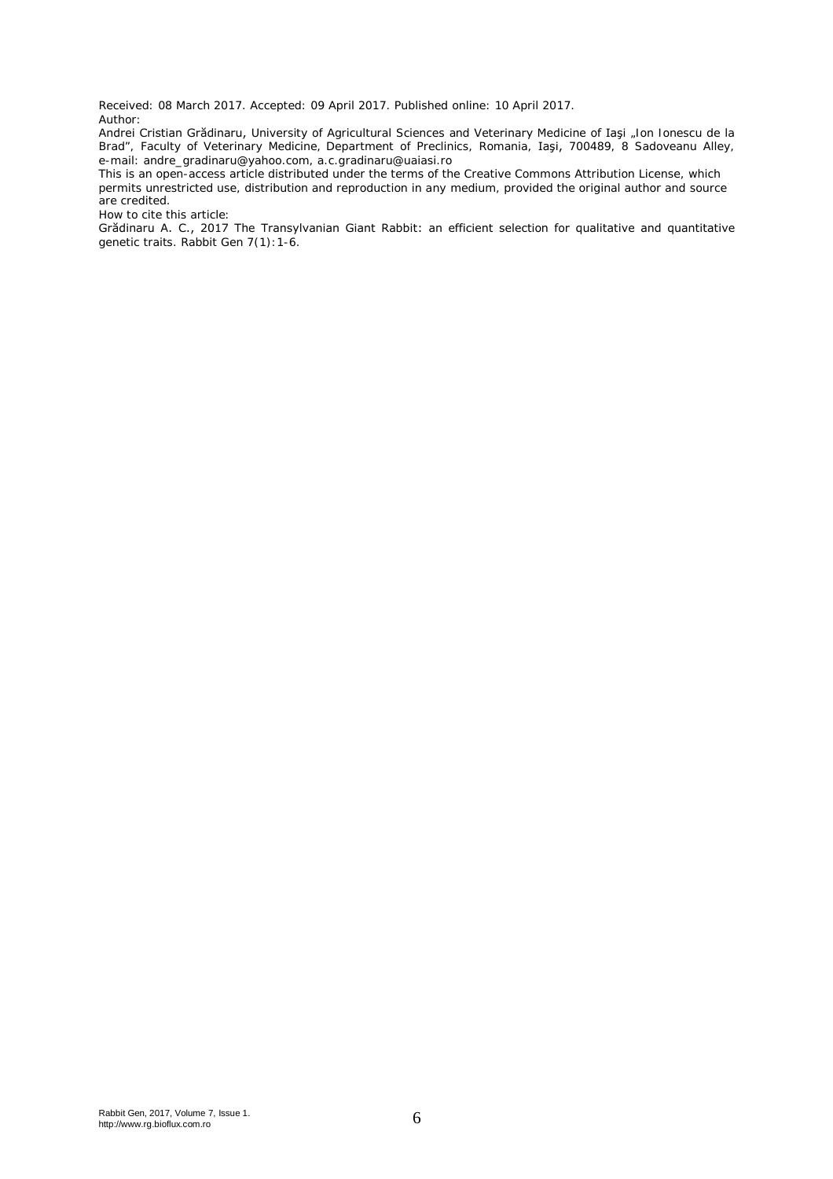Received: 08 March 2017. Accepted: 09 April 2017. Published online: 10 April 2017.
Author:
Andrei Cristian Grădinaru, University of Agricultural Sciences and Veterinary Medicine of Iaşi „Ion Ionescu de la Brad", Faculty of Veterinary Medicine, Department of Preclinics, Romania, Iaşi, 700489, 8 Sadoveanu Alley, e-mail: andre_gradinaru@yahoo.com, a.c.gradinaru@uaiasi.ro
This is an open-access article distributed under the terms of the Creative Commons Attribution License, which permits unrestricted use, distribution and reproduction in any medium, provided the original author and source are credited.
How to cite this article:
Grădinaru A. C., 2017 The Transylvanian Giant Rabbit: an efficient selection for qualitative and quantitative genetic traits. Rabbit Gen 7(1):1-6.